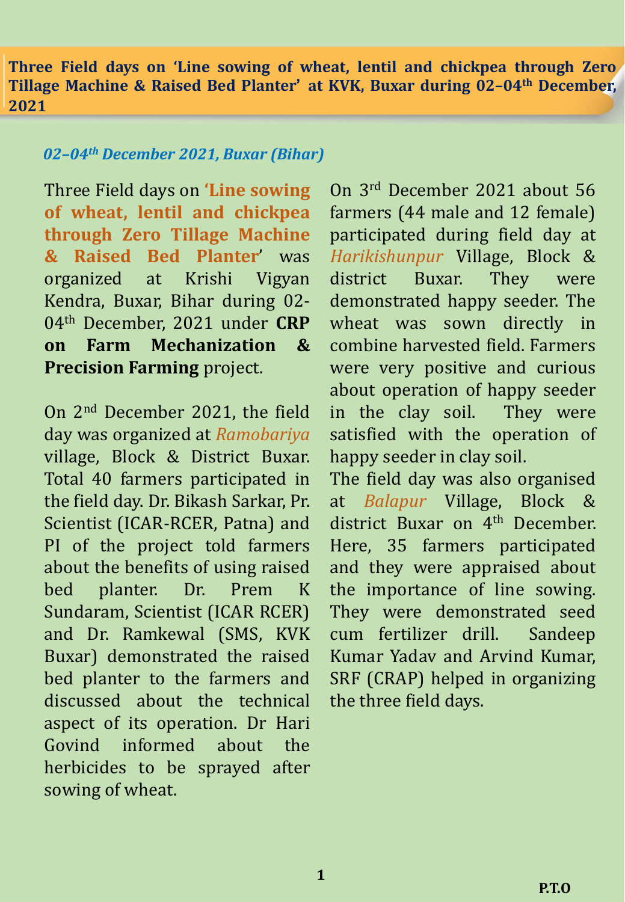# Three Field days on 'Line sowing of wheat, lentil and chickpea through Zero Tillage Machine & Raised Bed Planter' at KVK, Buxar during 02–04th December, 2021

***02–04th December 2021, Buxar (Bihar)***

Three Field days on **'Line sowing of wheat, lentil and chickpea through Zero Tillage Machine & Raised Bed Planter'** was organized at Krishi Vigyan Kendra, Buxar, Bihar during 02-04th December, 2021 under **CRP on Farm Mechanization & Precision Farming** project.

On 2nd December 2021, the field day was organized at *Ramobariya* village, Block & District Buxar. Total 40 farmers participated in the field day. Dr. Bikash Sarkar, Pr. Scientist (ICAR-RCER, Patna) and PI of the project told farmers about the benefits of using raised bed planter. Dr. Prem K Sundaram, Scientist (ICAR RCER) and Dr. Ramkewal (SMS, KVK Buxar) demonstrated the raised bed planter to the farmers and discussed about the technical aspect of its operation. Dr Hari Govind informed about the herbicides to be sprayed after sowing of wheat.

On 3rd December 2021 about 56 farmers (44 male and 12 female) participated during field day at *Harikishunpur* Village, Block & district Buxar. They were demonstrated happy seeder. The wheat was sown directly in combine harvested field. Farmers were very positive and curious about operation of happy seeder in the clay soil. They were satisfied with the operation of happy seeder in clay soil.

The field day was also organised at *Balapur* Village, Block & district Buxar on 4th December. Here, 35 farmers participated and they were appraised about the importance of line sowing. They were demonstrated seed cum fertilizer drill. Sandeep Kumar Yadav and Arvind Kumar, SRF (CRAP) helped in organizing the three field days.

**P.T.O**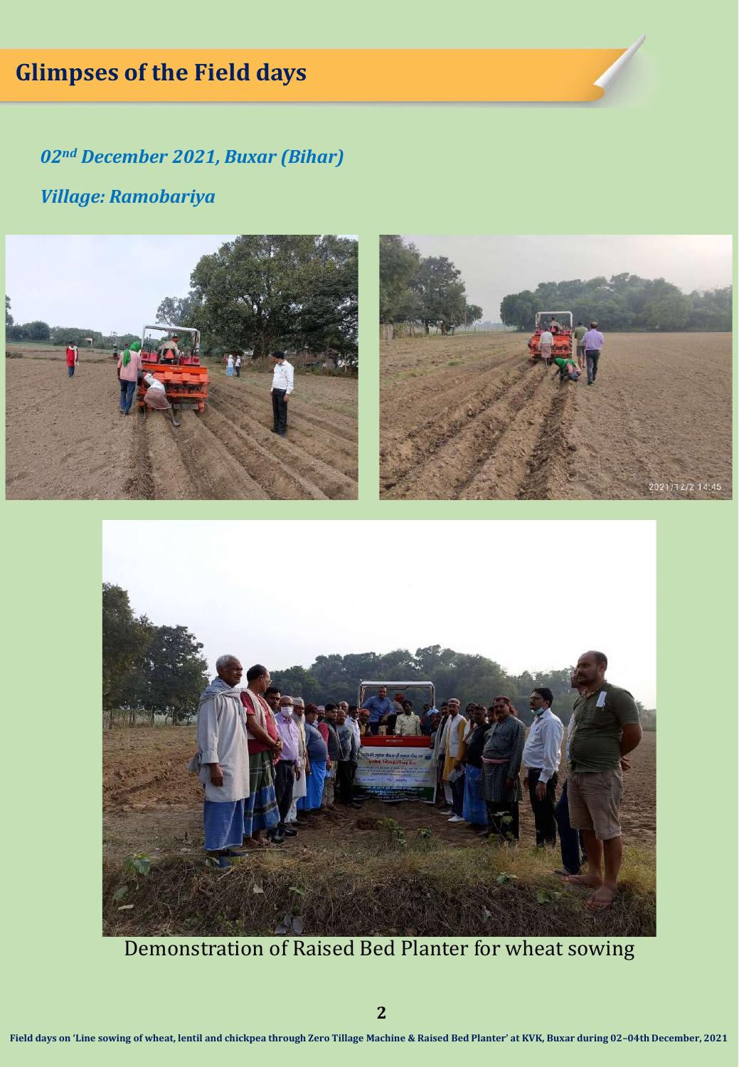## Glimpses of the Field days

*02nd December 2021, Buxar (Bihar)*

*Village: Ramobariya*

Demonstration of Raised Bed Planter for wheat sowing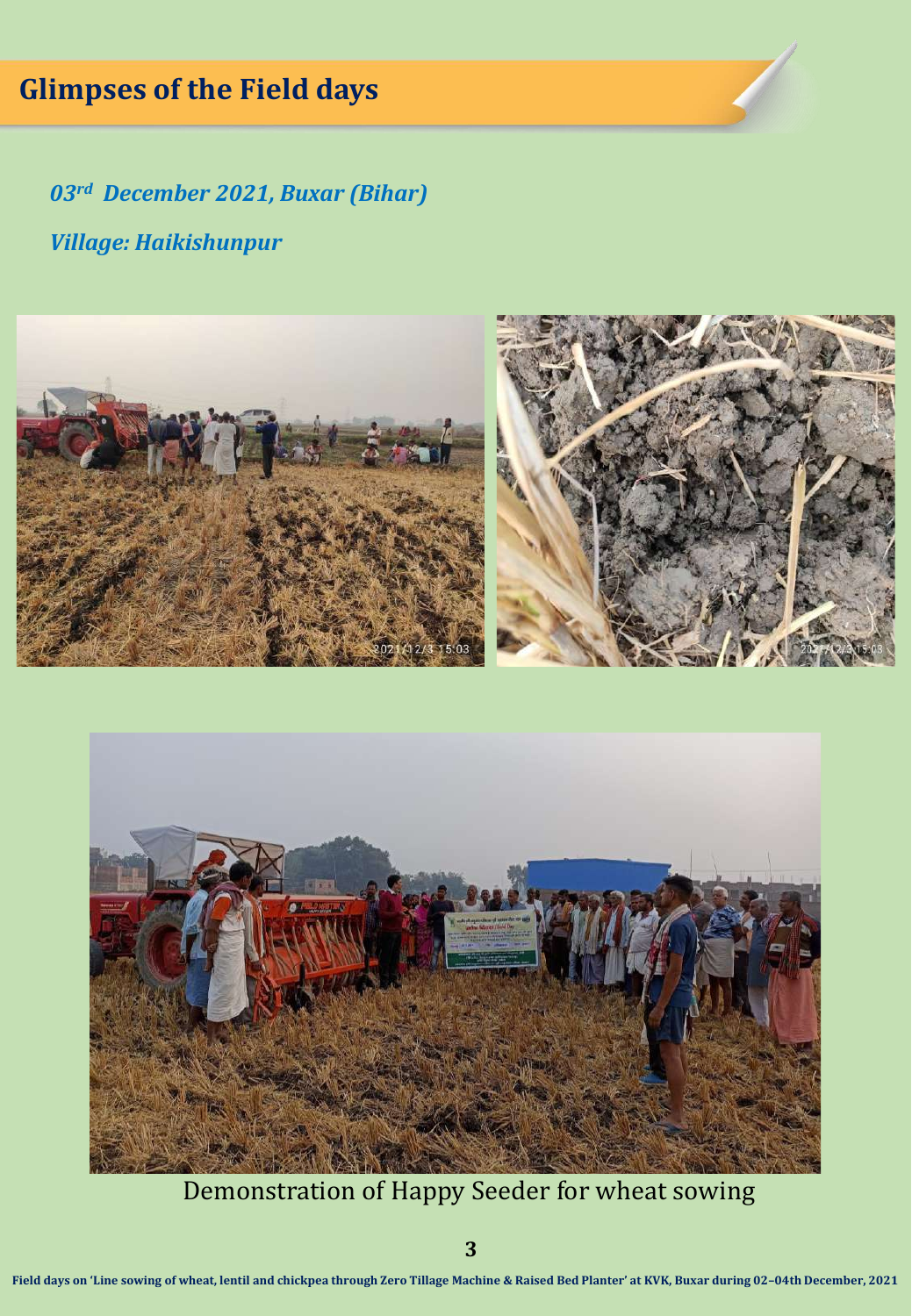# Glimpses of the Field days

***03rd December 2021, Buxar (Bihar)***

***Village: Haikishunpur***

Demonstration of Happy Seeder for wheat sowing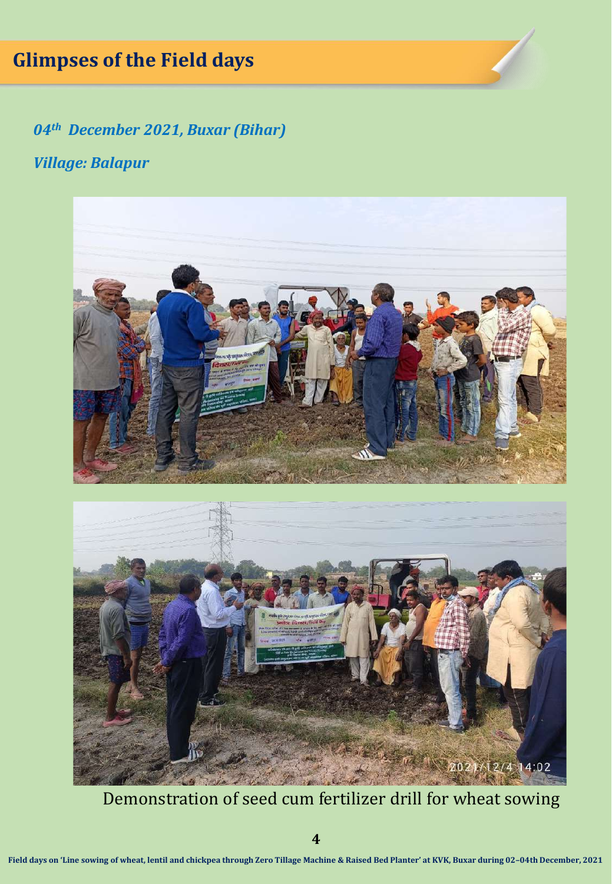# Glimpses of the Field days

*04th December 2021, Buxar (Bihar)*

*Village: Balapur*

Demonstration of seed cum fertilizer drill for wheat sowing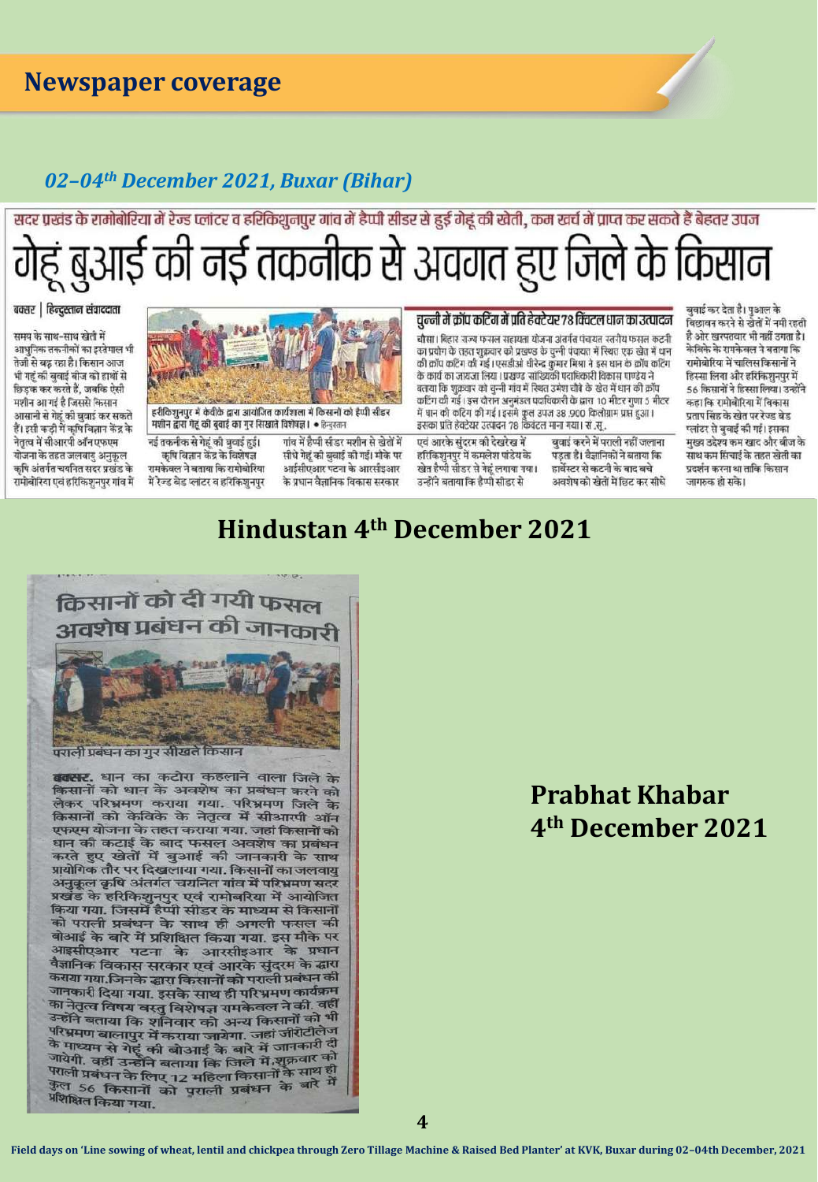## Newspaper coverage

### *02–04th December 2021, Buxar (Bihar)*

सदर प्रखंड के रामोबोरिया में रेज्ड प्लांटर व हरिकिशुनपुर गांव में हैप्पी सीडर से हुई गेहूं की खेती, कम खर्च में प्राप्त कर सकते हैं बेहतर उपज

# गेहूं बुआई की नई तकनीक से अवगत हुए जिले के किसान

**बक्सर | हिन्दुस्तान संवाददाता**

समय के साथ-साथ खेती में आधुनिक तकनीकों का इस्तेमाल भी तेजी से बढ़ रहा है। किसान आज भी गेहूं की बुवाई बीज को हाथों से छिड़क कर करते हैं, जबकि ऐसी मशीन आ गई है जिससे किसान आसानी से गेहूं की बुवाई कर सकते हैं। इसी कड़ी में कृषि विज्ञान केंद्र के नेतृत्व में सीआरपी ऑन एफएम योजना के तहत जलवायु अनुकूल कृषि अंतर्गत चयनित सदर प्रखंड के रामोबोरिया एवं हरिकिशुनपुर गांव में नई तकनीक से गेहूं की बुवाई हुई। कृषि विज्ञान केंद्र के विशेषज्ञ रामकेवल ने बताया कि रामोबोरिया में रेज्ड बेड प्लांटर व हरिकिशुनपुर गांव में हैप्पी सीडर मशीन से खेतों में सीधे गेहूं की बुवाई की गई। मौके पर आईसीएआर पटना के आरसीइआर के प्रधान वैज्ञानिक विकास सरकार एवं आरके सुंदरम की देखरेख में हरिकिशुनपुर में कमलेश पांडेय के खेत हैप्पी सीडर से गेहूं लगाया गया। उन्होंने बताया कि हैप्पी सीडर से बुवाई करने में पराली नहीं जलाना पड़ता है। वैज्ञानिकों ने बताया कि हार्वेस्टर से कटनी के बाद बचे अवशेष को खेतों में छिट कर सीधे बुवाई कर देता है। पुआल के बिछावन करने से खेतों में नमी रहती है और खरपतवार भी नहीं उगता है। केविके के रामकेवल ने बताया कि रामोबोरिया में चालिस किसानों ने हिस्सा लिया और हरिकिशुनपुर में 56 किसानों ने हिस्सा लिया। उन्होंने कहा कि रामोबोरिया में विकास प्रताप सिंह के खेत पर रेज्ड बेड प्लांटर से बुवाई की गई। इसका मुख्य उद्देश्य कम खाद और बीज के साथ कम सिंचाई के तहत खेती का प्रदर्शन करना था ताकि किसान जागरुक हो सके।

हरिकिशुनपुर में केवीके द्वारा आयोजित कार्यशाला में किसानों को हैप्पी सीडर मशीन द्वारा गेहूं की बुवाई का गुर सिखाते विशेषज्ञ। • हिन्दुस्तान

**चुन्नी में क्रॉप कटिंग में प्रति हेक्टेयर 78 क्विंटल धान का उत्पादन**

चौसा। बिहार राज्य फसल सहायता योजना अंतर्गत पंचायत स्तरीय फसल कटनी का प्रयोग के तहत शुक्रवार को प्रखण्ड के चुन्नी पंचायत में स्थित एक खेत में धान की क्रॉप कटिंग की गई। एसडीओ धीरेन्द्र कुमार मिश्रा ने इस धान के क्रॉप कटिंग के कार्य का जायजा लिया। प्रखण्ड सांख्यिकी पदाधिकारी विकास पाण्डेय ने बताया कि शुक्रवार को चुन्नी गांव में स्थित उमेश चौबे के खेत में धान की क्रॉप कटिंग की गई। इस दौरान अनुमंडल पदाधिकारी के द्वारा 10 मीटर गुणा 5 मीटर में धान की कटिंग की गई। इसमें कुल उपज 38.900 किलोग्राम प्राप्त हुआ। इसका प्रति हेक्टेयर उत्पादन 78 क्विंटल माना गया। सं.सू.

## Hindustan 4th December 2021

# किसानों को दी गयी फसल अवशेष प्रबंधन की जानकारी

पराली प्रबंधन का गुर सीखते किसान

**बक्सर.** धान का कटोरा कहलाने वाला जिले के किसानों को धान के अवशेष का प्रबंधन करने को लेकर परिभ्रमण कराया गया. परिभ्रमण जिले के किसानों को केविके के नेतृत्व में सीआरपी ऑन एफएम योजना के तहत कराया गया. जहां किसानों को धान की कटाई के बाद फसल अवशेष का प्रबंधन करते हुए खेतों में बुआई की जानकारी के साथ प्रायोगिक तौर पर दिखलाया गया. किसानों का जलवायु अनुकूल कृषि अंतर्गत चयनित गांव में परिभ्रमण सदर प्रखंड के हरिकिशुनपुर एवं रामोबरिया में आयोजित किया गया. जिसमें हैप्पी सीडर के माध्यम से किसानों को पराली प्रबंधन के साथ ही अगली फसल की बोआई के बारे में प्रशिक्षित किया गया. इस मौके पर आइसीएआर पटना के आरसीइआर के प्रधान वैज्ञानिक विकास सरकार एवं आरके सुंदरम के द्वारा कराया गया.जिनके द्वारा किसानों को पराली प्रबंधन की जानकारी दिया गया. इसके साथ ही परिभ्रमण कार्यक्रम का नेतृत्व विषय वस्तु विशेषज्ञ रामकेवल ने की. वहीं उन्होंने बताया कि शनिवार को अन्य किसानों को भी परिभ्रमण बालापुर में कराया जायेगा. जहां जीरोटीलेज के माध्यम से गेहूं की बोआई के बारे में जानकारी दी जायेगी. वहीं उन्होंने बताया कि जिले में.शुक्रवार को पराली प्रबंधन के लिए 12 महिला किसानों के साथ ही कुल 56 किसानों को पुराली प्रबंधन के बारे में प्रशिक्षित किया गया.

## Prabhat Khabar 4th December 2021

Field days on 'Line sowing of wheat, lentil and chickpea through Zero Tillage Machine & Raised Bed Planter' at KVK, Buxar during 02–04th December, 2021